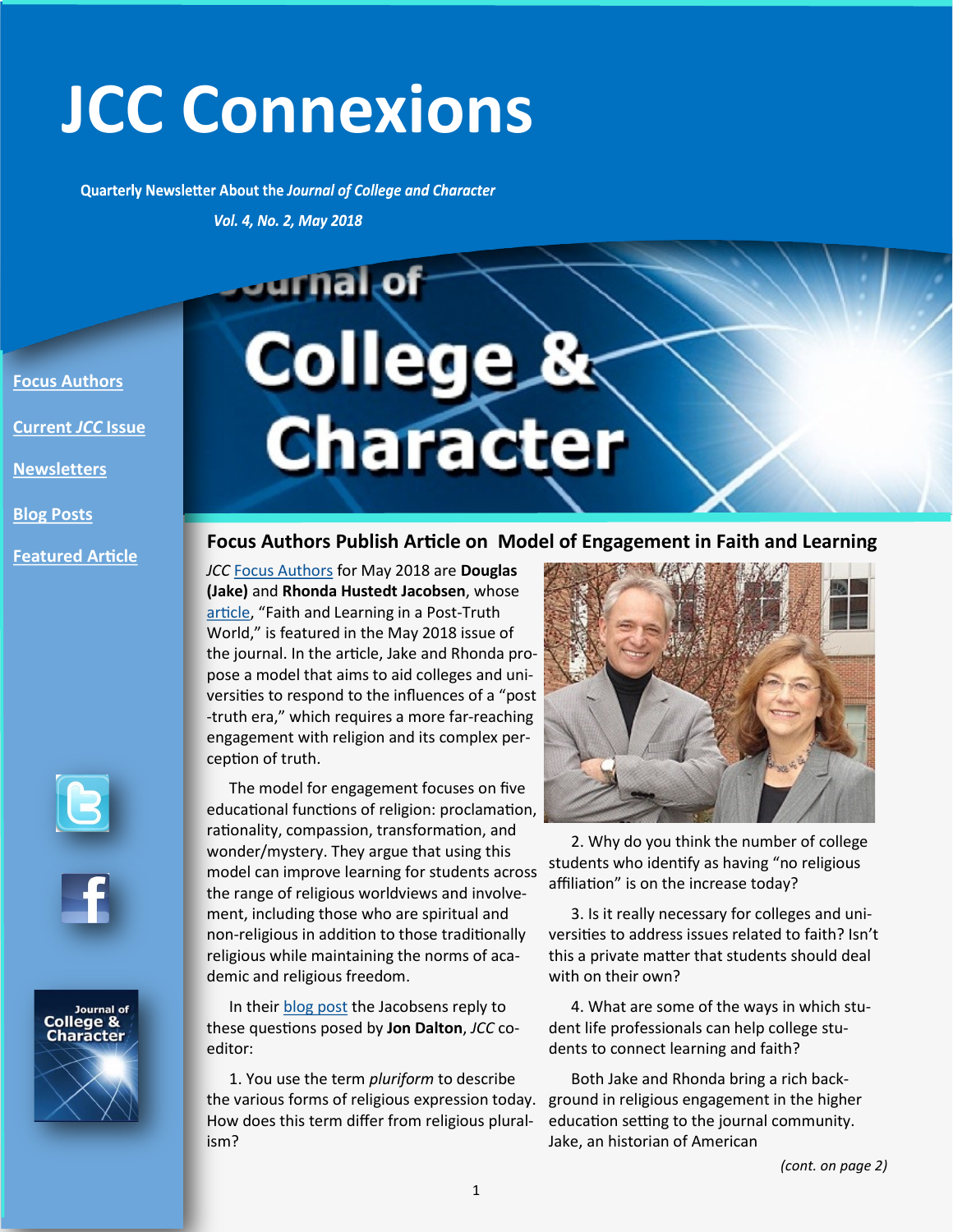# JCC Connexions

**Quarterly Newsletter About the *Journal of College and Character***

***Vol. 4, No. 2, May 2018***

[Focus Authors](#)

[Current *JCC* Issue](#)

[Newsletters](#)

[Blog Posts](#)

[Featured Article](#)

## Focus Authors Publish Article on Model of Engagement in Faith and Learning

*JCC* Focus Authors for May 2018 are **Douglas (Jake)** and **Rhonda Hustedt Jacobsen**, whose article, "Faith and Learning in a Post-Truth World," is featured in the May 2018 issue of the journal. In the article, Jake and Rhonda propose a model that aims to aid colleges and universities to respond to the influences of a "post-truth era," which requires a more far-reaching engagement with religion and its complex perception of truth.

The model for engagement focuses on five educational functions of religion: proclamation, rationality, compassion, transformation, and wonder/mystery. They argue that using this model can improve learning for students across the range of religious worldviews and involvement, including those who are spiritual and non-religious in addition to those traditionally religious while maintaining the norms of academic and religious freedom.

In their blog post the Jacobsens reply to these questions posed by **Jon Dalton**, *JCC* co-editor:

1. You use the term *pluriform* to describe the various forms of religious expression today. How does this term differ from religious pluralism?

2. Why do you think the number of college students who identify as having "no religious affiliation" is on the increase today?

3. Is it really necessary for colleges and universities to address issues related to faith? Isn't this a private matter that students should deal with on their own?

4. What are some of the ways in which student life professionals can help college students to connect learning and faith?

Both Jake and Rhonda bring a rich background in religious engagement in the higher education setting to the journal community. Jake, an historian of American

*(cont. on page 2)*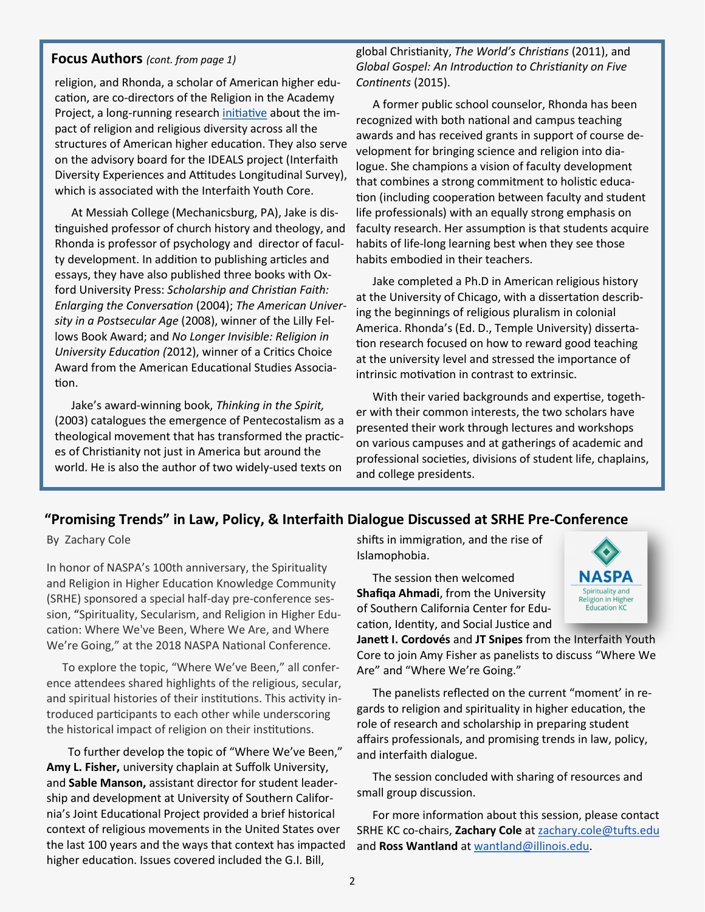## Focus Authors *(cont. from page 1)*

religion, and Rhonda, a scholar of American higher education, are co-directors of the Religion in the Academy Project, a long-running research initiative about the impact of religion and religious diversity across all the structures of American higher education. They also serve on the advisory board for the IDEALS project (Interfaith Diversity Experiences and Attitudes Longitudinal Survey), which is associated with the Interfaith Youth Core.

At Messiah College (Mechanicsburg, PA), Jake is distinguished professor of church history and theology, and Rhonda is professor of psychology and director of faculty development. In addition to publishing articles and essays, they have also published three books with Oxford University Press: *Scholarship and Christian Faith: Enlarging the Conversation* (2004); *The American University in a Postsecular Age* (2008), winner of the Lilly Fellows Book Award; and *No Longer Invisible: Religion in University Education (*2012), winner of a Critics Choice Award from the American Educational Studies Association.

Jake's award-winning book, *Thinking in the Spirit,* (2003) catalogues the emergence of Pentecostalism as a theological movement that has transformed the practices of Christianity not just in America but around the world. He is also the author of two widely-used texts on global Christianity, *The World's Christians* (2011), and *Global Gospel: An Introduction to Christianity on Five Continents* (2015).

A former public school counselor, Rhonda has been recognized with both national and campus teaching awards and has received grants in support of course development for bringing science and religion into dialogue. She champions a vision of faculty development that combines a strong commitment to holistic education (including cooperation between faculty and student life professionals) with an equally strong emphasis on faculty research. Her assumption is that students acquire habits of life-long learning best when they see those habits embodied in their teachers.

Jake completed a Ph.D in American religious history at the University of Chicago, with a dissertation describing the beginnings of religious pluralism in colonial America. Rhonda's (Ed. D., Temple University) dissertation research focused on how to reward good teaching at the university level and stressed the importance of intrinsic motivation in contrast to extrinsic.

With their varied backgrounds and expertise, together with their common interests, the two scholars have presented their work through lectures and workshops on various campuses and at gatherings of academic and professional societies, divisions of student life, chaplains, and college presidents.

## "Promising Trends" in Law, Policy, & Interfaith Dialogue Discussed at SRHE Pre-Conference

By Zachary Cole

In honor of NASPA's 100th anniversary, the Spirituality and Religion in Higher Education Knowledge Community (SRHE) sponsored a special half-day pre-conference session, "Spirituality, Secularism, and Religion in Higher Education: Where We've Been, Where We Are, and Where We're Going," at the 2018 NASPA National Conference.

To explore the topic, "Where We've Been," all conference attendees shared highlights of the religious, secular, and spiritual histories of their institutions. This activity introduced participants to each other while underscoring the historical impact of religion on their institutions.

To further develop the topic of "Where We've Been," **Amy L. Fisher,** university chaplain at Suffolk University, and **Sable Manson,** assistant director for student leadership and development at University of Southern California's Joint Educational Project provided a brief historical context of religious movements in the United States over the last 100 years and the ways that context has impacted higher education. Issues covered included the G.I. Bill, shifts in immigration, and the rise of Islamophobia.

NASPA Spirituality and Religion in Higher Education KC

The session then welcomed **Shafiqa Ahmadi**, from the University of Southern California Center for Education, Identity, and Social Justice and **Janett I. Cordovés** and **JT Snipes** from the Interfaith Youth Core to join Amy Fisher as panelists to discuss "Where We Are" and "Where We're Going."

The panelists reflected on the current "moment' in regards to religion and spirituality in higher education, the role of research and scholarship in preparing student affairs professionals, and promising trends in law, policy, and interfaith dialogue.

The session concluded with sharing of resources and small group discussion.

For more information about this session, please contact SRHE KC co-chairs, **Zachary Cole** at zachary.cole@tufts.edu and **Ross Wantland** at wantland@illinois.edu.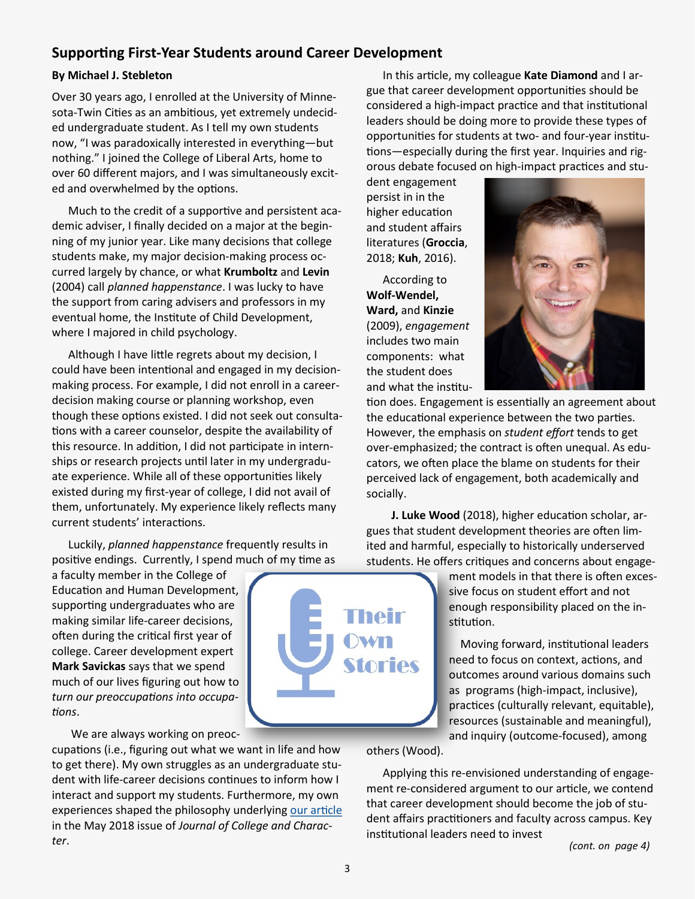## Supporting First-Year Students around Career Development

**By Michael J. Stebleton**

Over 30 years ago, I enrolled at the University of Minnesota-Twin Cities as an ambitious, yet extremely undecided undergraduate student. As I tell my own students now, "I was paradoxically interested in everything—but nothing." I joined the College of Liberal Arts, home to over 60 different majors, and I was simultaneously excited and overwhelmed by the options.

Much to the credit of a supportive and persistent academic adviser, I finally decided on a major at the beginning of my junior year. Like many decisions that college students make, my major decision-making process occurred largely by chance, or what **Krumboltz** and **Levin** (2004) call *planned happenstance*. I was lucky to have the support from caring advisers and professors in my eventual home, the Institute of Child Development, where I majored in child psychology.

Although I have little regrets about my decision, I could have been intentional and engaged in my decision-making process. For example, I did not enroll in a career-decision making course or planning workshop, even though these options existed. I did not seek out consultations with a career counselor, despite the availability of this resource. In addition, I did not participate in internships or research projects until later in my undergraduate experience. While all of these opportunities likely existed during my first-year of college, I did not avail of them, unfortunately. My experience likely reflects many current students' interactions.

Luckily, *planned happenstance* frequently results in positive endings. Currently, I spend much of my time as a faculty member in the College of Education and Human Development, supporting undergraduates who are making similar life-career decisions, often during the critical first year of college. Career development expert **Mark Savickas** says that we spend much of our lives figuring out how to *turn our preoccupations into occupations*.

We are always working on preoccupations (i.e., figuring out what we want in life and how to get there). My own struggles as an undergraduate student with life-career decisions continues to inform how I interact and support my students. Furthermore, my own experiences shaped the philosophy underlying our article in the May 2018 issue of *Journal of College and Character*.

In this article, my colleague **Kate Diamond** and I argue that career development opportunities should be considered a high-impact practice and that institutional leaders should be doing more to provide these types of opportunities for students at two- and four-year institutions—especially during the first year. Inquiries and rigorous debate focused on high-impact practices and student engagement persist in in the higher education and student affairs literatures (**Groccia**, 2018; **Kuh**, 2016).

According to **Wolf-Wendel, Ward,** and **Kinzie** (2009), *engagement* includes two main components: what the student does and what the institution does. Engagement is essentially an agreement about the educational experience between the two parties. However, the emphasis on *student effort* tends to get over-emphasized; the contract is often unequal. As educators, we often place the blame on students for their perceived lack of engagement, both academically and socially.

**J. Luke Wood** (2018), higher education scholar, argues that student development theories are often limited and harmful, especially to historically underserved students. He offers critiques and concerns about engagement models in that there is often excessive focus on student effort and not enough responsibility placed on the institution.

Moving forward, institutional leaders need to focus on context, actions, and outcomes around various domains such as programs (high-impact, inclusive), practices (culturally relevant, equitable), resources (sustainable and meaningful), and inquiry (outcome-focused), among others (Wood).

Applying this re-envisioned understanding of engagement re-considered argument to our article, we contend that career development should become the job of student affairs practitioners and faculty across campus. Key institutional leaders need to invest

*(cont. on page 4)*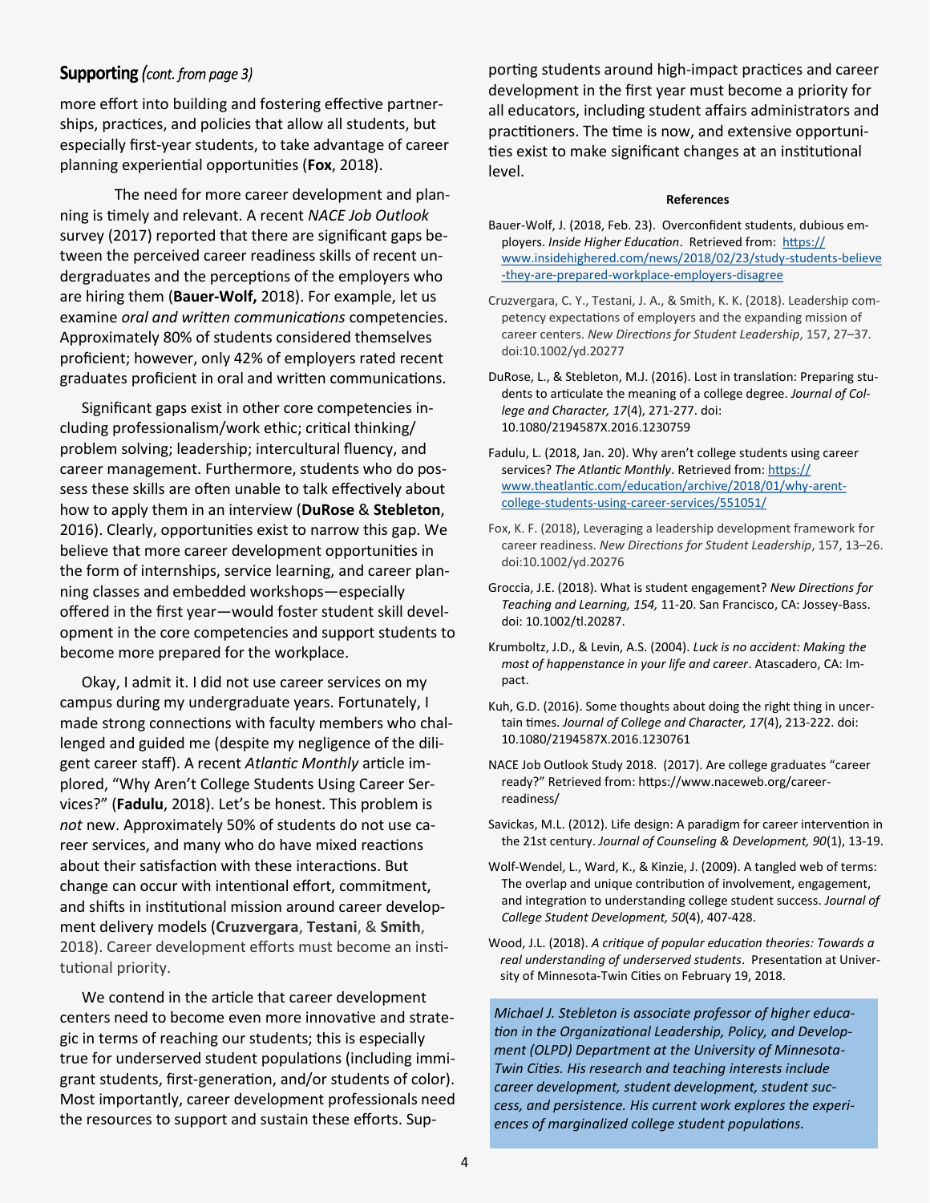## **Supporting** *(cont. from page 3)*

more effort into building and fostering effective partnerships, practices, and policies that allow all students, but especially first-year students, to take advantage of career planning experiential opportunities (**Fox**, 2018).

The need for more career development and planning is timely and relevant. A recent *NACE Job Outlook* survey (2017) reported that there are significant gaps between the perceived career readiness skills of recent undergraduates and the perceptions of the employers who are hiring them (**Bauer-Wolf,** 2018). For example, let us examine *oral and written communications* competencies. Approximately 80% of students considered themselves proficient; however, only 42% of employers rated recent graduates proficient in oral and written communications.

Significant gaps exist in other core competencies including professionalism/work ethic; critical thinking/problem solving; leadership; intercultural fluency, and career management. Furthermore, students who do possess these skills are often unable to talk effectively about how to apply them in an interview (**DuRose** & **Stebleton**, 2016). Clearly, opportunities exist to narrow this gap. We believe that more career development opportunities in the form of internships, service learning, and career planning classes and embedded workshops—especially offered in the first year—would foster student skill development in the core competencies and support students to become more prepared for the workplace.

Okay, I admit it. I did not use career services on my campus during my undergraduate years. Fortunately, I made strong connections with faculty members who challenged and guided me (despite my negligence of the diligent career staff). A recent *Atlantic Monthly* article implored, "Why Aren't College Students Using Career Services?" (**Fadulu**, 2018). Let's be honest. This problem is *not* new. Approximately 50% of students do not use career services, and many who do have mixed reactions about their satisfaction with these interactions. But change can occur with intentional effort, commitment, and shifts in institutional mission around career development delivery models (**Cruzvergara**, **Testani**, & **Smith**, 2018). Career development efforts must become an institutional priority.

We contend in the article that career development centers need to become even more innovative and strategic in terms of reaching our students; this is especially true for underserved student populations (including immigrant students, first-generation, and/or students of color). Most importantly, career development professionals need the resources to support and sustain these efforts. Supporting students around high-impact practices and career development in the first year must become a priority for all educators, including student affairs administrators and practitioners. The time is now, and extensive opportunities exist to make significant changes at an institutional level.

**References**

Bauer-Wolf, J. (2018, Feb. 23). Overconfident students, dubious employers. *Inside Higher Education*. Retrieved from: https://www.insidehighered.com/news/2018/02/23/study-students-believe-they-are-prepared-workplace-employers-disagree

Cruzvergara, C. Y., Testani, J. A., & Smith, K. K. (2018). Leadership competency expectations of employers and the expanding mission of career centers. *New Directions for Student Leadership*, 157, 27–37. doi:10.1002/yd.20277

DuRose, L., & Stebleton, M.J. (2016). Lost in translation: Preparing students to articulate the meaning of a college degree. *Journal of College and Character, 17*(4), 271-277. doi: 10.1080/2194587X.2016.1230759

Fadulu, L. (2018, Jan. 20). Why aren't college students using career services? *The Atlantic Monthly*. Retrieved from: https://www.theatlantic.com/education/archive/2018/01/why-arent-college-students-using-career-services/551051/

Fox, K. F. (2018), Leveraging a leadership development framework for career readiness. *New Directions for Student Leadership*, 157, 13–26. doi:10.1002/yd.20276

Groccia, J.E. (2018). What is student engagement? *New Directions for Teaching and Learning, 154,* 11-20. San Francisco, CA: Jossey-Bass. doi: 10.1002/tl.20287.

Krumboltz, J.D., & Levin, A.S. (2004). *Luck is no accident: Making the most of happenstance in your life and career*. Atascadero, CA: Impact.

Kuh, G.D. (2016). Some thoughts about doing the right thing in uncertain times. *Journal of College and Character, 17*(4), 213-222. doi: 10.1080/2194587X.2016.1230761

NACE Job Outlook Study 2018. (2017). Are college graduates "career ready?" Retrieved from: https://www.naceweb.org/career-readiness/

Savickas, M.L. (2012). Life design: A paradigm for career intervention in the 21st century. *Journal of Counseling & Development, 90*(1), 13-19.

Wolf-Wendel, L., Ward, K., & Kinzie, J. (2009). A tangled web of terms: The overlap and unique contribution of involvement, engagement, and integration to understanding college student success. *Journal of College Student Development, 50*(4), 407-428.

Wood, J.L. (2018). *A critique of popular education theories: Towards a real understanding of underserved students*. Presentation at University of Minnesota-Twin Cities on February 19, 2018.

*Michael J. Stebleton is associate professor of higher education in the Organizational Leadership, Policy, and Development (OLPD) Department at the University of Minnesota-Twin Cities. His research and teaching interests include career development, student development, student success, and persistence. His current work explores the experiences of marginalized college student populations.*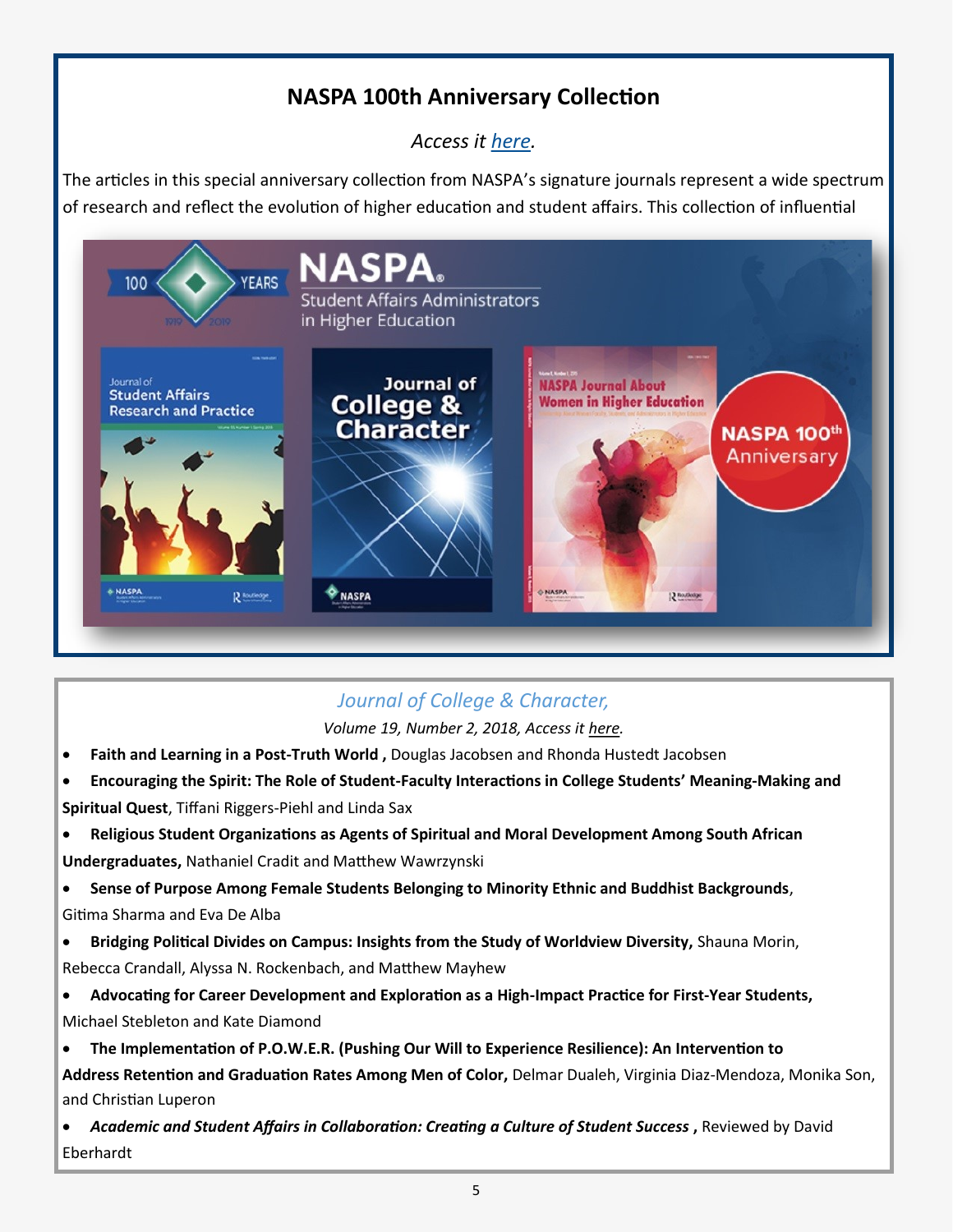## NASPA 100th Anniversary Collection

*Access it here.*

The articles in this special anniversary collection from NASPA's signature journals represent a wide spectrum of research and reflect the evolution of higher education and student affairs. This collection of influential

### *Journal of College & Character,*

*Volume 19, Number 2, 2018, Access it here.*

- **Faith and Learning in a Post-Truth World ,** Douglas Jacobsen and Rhonda Hustedt Jacobsen
- **Encouraging the Spirit: The Role of Student-Faculty Interactions in College Students' Meaning-Making and Spiritual Quest**, Tiffani Riggers-Piehl and Linda Sax
- **Religious Student Organizations as Agents of Spiritual and Moral Development Among South African Undergraduates,** Nathaniel Cradit and Matthew Wawrzynski
- **Sense of Purpose Among Female Students Belonging to Minority Ethnic and Buddhist Backgrounds**, Gitima Sharma and Eva De Alba
- **Bridging Political Divides on Campus: Insights from the Study of Worldview Diversity,** Shauna Morin, Rebecca Crandall, Alyssa N. Rockenbach, and Matthew Mayhew
- **Advocating for Career Development and Exploration as a High-Impact Practice for First-Year Students,** Michael Stebleton and Kate Diamond
- **The Implementation of P.O.W.E.R. (Pushing Our Will to Experience Resilience): An Intervention to Address Retention and Graduation Rates Among Men of Color,** Delmar Dualeh, Virginia Diaz-Mendoza, Monika Son, and Christian Luperon
- ***Academic and Student Affairs in Collaboration: Creating a Culture of Student Success* ,** Reviewed by David Eberhardt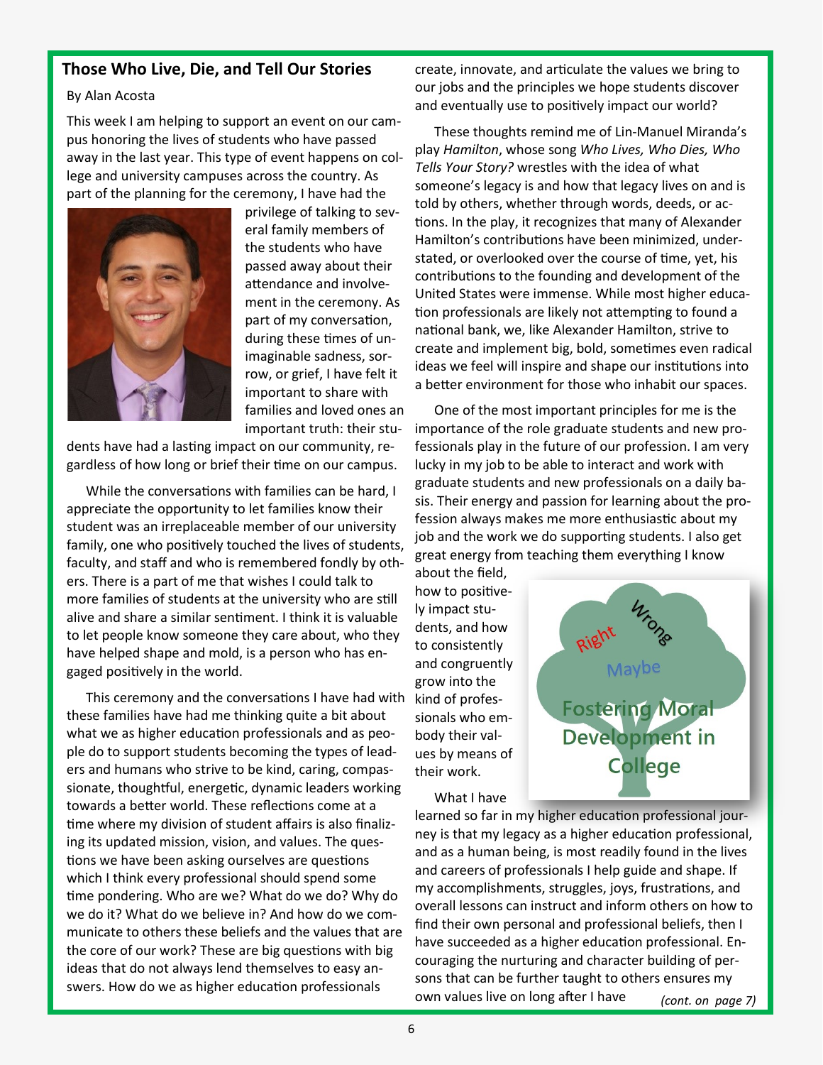## Those Who Live, Die, and Tell Our Stories

By Alan Acosta

This week I am helping to support an event on our campus honoring the lives of students who have passed away in the last year. This type of event happens on college and university campuses across the country. As part of the planning for the ceremony, I have had the privilege of talking to several family members of the students who have passed away about their attendance and involvement in the ceremony. As part of my conversation, during these times of unimaginable sadness, sorrow, or grief, I have felt it important to share with families and loved ones an important truth: their students have had a lasting impact on our community, regardless of how long or brief their time on our campus.

While the conversations with families can be hard, I appreciate the opportunity to let families know their student was an irreplaceable member of our university family, one who positively touched the lives of students, faculty, and staff and who is remembered fondly by others. There is a part of me that wishes I could talk to more families of students at the university who are still alive and share a similar sentiment. I think it is valuable to let people know someone they care about, who they have helped shape and mold, is a person who has engaged positively in the world.

This ceremony and the conversations I have had with these families have had me thinking quite a bit about what we as higher education professionals and as people do to support students becoming the types of leaders and humans who strive to be kind, caring, compassionate, thoughtful, energetic, dynamic leaders working towards a better world. These reflections come at a time where my division of student affairs is also finalizing its updated mission, vision, and values. The questions we have been asking ourselves are questions which I think every professional should spend some time pondering. Who are we? What do we do? Why do we do it? What do we believe in? And how do we communicate to others these beliefs and the values that are the core of our work? These are big questions with big ideas that do not always lend themselves to easy answers. How do we as higher education professionals create, innovate, and articulate the values we bring to our jobs and the principles we hope students discover and eventually use to positively impact our world?

These thoughts remind me of Lin-Manuel Miranda's play *Hamilton*, whose song *Who Lives, Who Dies, Who Tells Your Story?* wrestles with the idea of what someone's legacy is and how that legacy lives on and is told by others, whether through words, deeds, or actions. In the play, it recognizes that many of Alexander Hamilton's contributions have been minimized, understated, or overlooked over the course of time, yet, his contributions to the founding and development of the United States were immense. While most higher education professionals are likely not attempting to found a national bank, we, like Alexander Hamilton, strive to create and implement big, bold, sometimes even radical ideas we feel will inspire and shape our institutions into a better environment for those who inhabit our spaces.

One of the most important principles for me is the importance of the role graduate students and new professionals play in the future of our profession. I am very lucky in my job to be able to interact and work with graduate students and new professionals on a daily basis. Their energy and passion for learning about the profession always makes me more enthusiastic about my job and the work we do supporting students. I also get great energy from teaching them everything I know about the field, how to positively impact students, and how to consistently and congruently grow into the kind of professionals who embody their values by means of their work.

What I have learned so far in my higher education professional journey is that my legacy as a higher education professional, and as a human being, is most readily found in the lives and careers of professionals I help guide and shape. If my accomplishments, struggles, joys, frustrations, and overall lessons can instruct and inform others on how to find their own personal and professional beliefs, then I have succeeded as a higher education professional. Encouraging the nurturing and character building of persons that can be further taught to others ensures my own values live on long after I have *(cont. on page 7)*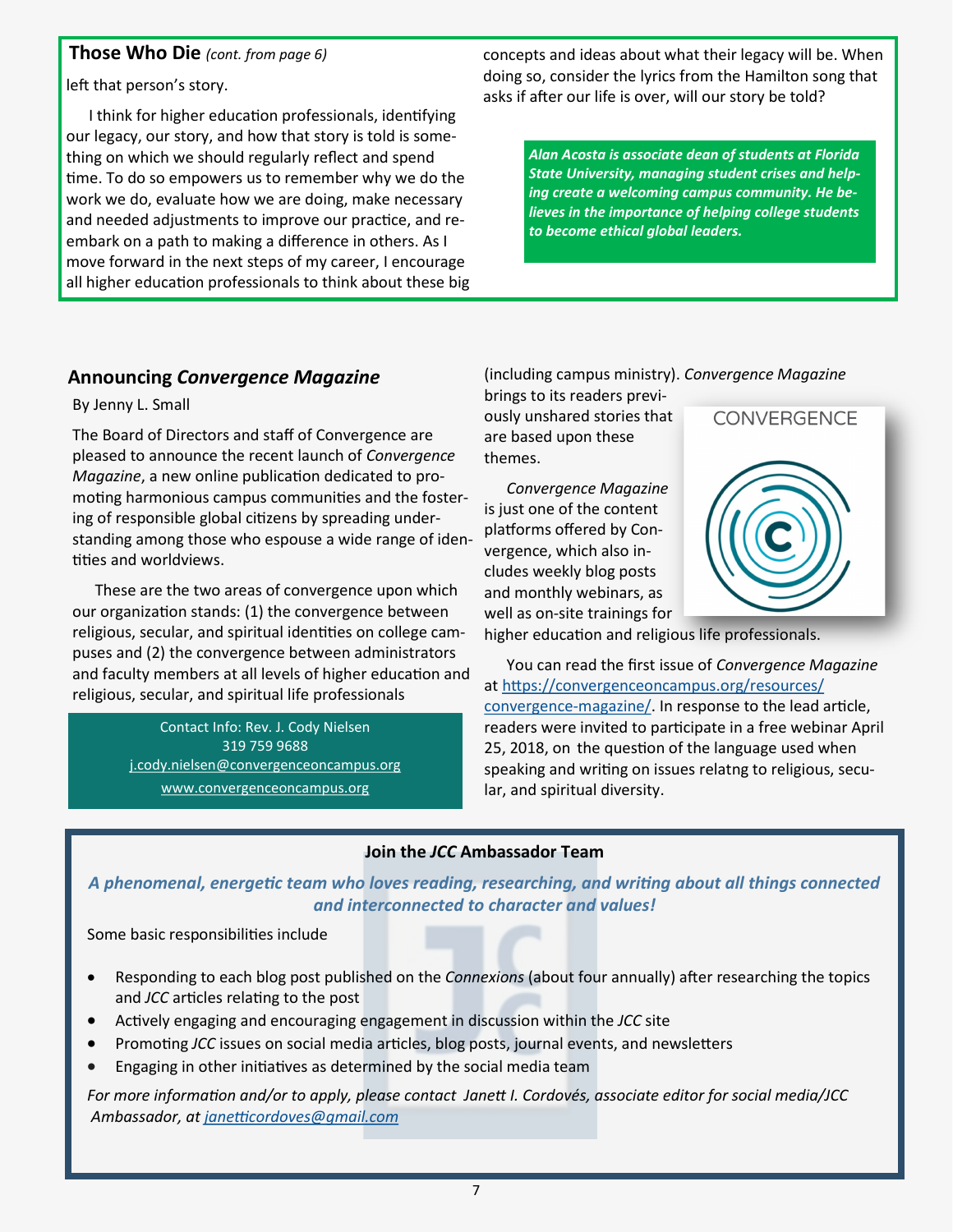## Those Who Die *(cont. from page 6)*

left that person's story.

I think for higher education professionals, identifying our legacy, our story, and how that story is told is something on which we should regularly reflect and spend time. To do so empowers us to remember why we do the work we do, evaluate how we are doing, make necessary and needed adjustments to improve our practice, and re-embark on a path to making a difference in others. As I move forward in the next steps of my career, I encourage all higher education professionals to think about these big concepts and ideas about what their legacy will be. When doing so, consider the lyrics from the Hamilton song that asks if after our life is over, will our story be told?

***Alan Acosta is associate dean of students at Florida State University, managing student crises and helping create a welcoming campus community. He believes in the importance of helping college students to become ethical global leaders.***

## Announcing *Convergence Magazine*

By Jenny L. Small

The Board of Directors and staff of Convergence are pleased to announce the recent launch of *Convergence Magazine*, a new online publication dedicated to promoting harmonious campus communities and the fostering of responsible global citizens by spreading understanding among those who espouse a wide range of identities and worldviews.

These are the two areas of convergence upon which our organization stands: (1) the convergence between religious, secular, and spiritual identities on college campuses and (2) the convergence between administrators and faculty members at all levels of higher education and religious, secular, and spiritual life professionals (including campus ministry). *Convergence Magazine* brings to its readers previously unshared stories that are based upon these themes.

*Convergence Magazine* is just one of the content platforms offered by Convergence, which also includes weekly blog posts and monthly webinars, as well as on-site trainings for higher education and religious life professionals.

You can read the first issue of *Convergence Magazine* at https://convergenceoncampus.org/resources/convergence-magazine/. In response to the lead article, readers were invited to participate in a free webinar April 25, 2018, on the question of the language used when speaking and writing on issues relatng to religious, secular, and spiritual diversity.

Contact Info: Rev. J. Cody Nielsen
319 759 9688
j.cody.nielsen@convergenceoncampus.org
www.convergenceoncampus.org

CONVERGENCE

### Join the *JCC* Ambassador Team

***A phenomenal, energetic team who loves reading, researching, and writing about all things connected and interconnected to character and values!***

Some basic responsibilities include

- Responding to each blog post published on the *Connexions* (about four annually) after researching the topics and *JCC* articles relating to the post
- Actively engaging and encouraging engagement in discussion within the *JCC* site
- Promoting *JCC* issues on social media articles, blog posts, journal events, and newsletters
- Engaging in other initiatives as determined by the social media team

*For more information and/or to apply, please contact Janett I. Cordovés, associate editor for social media/JCC Ambassador, at janetticordoves@gmail.com*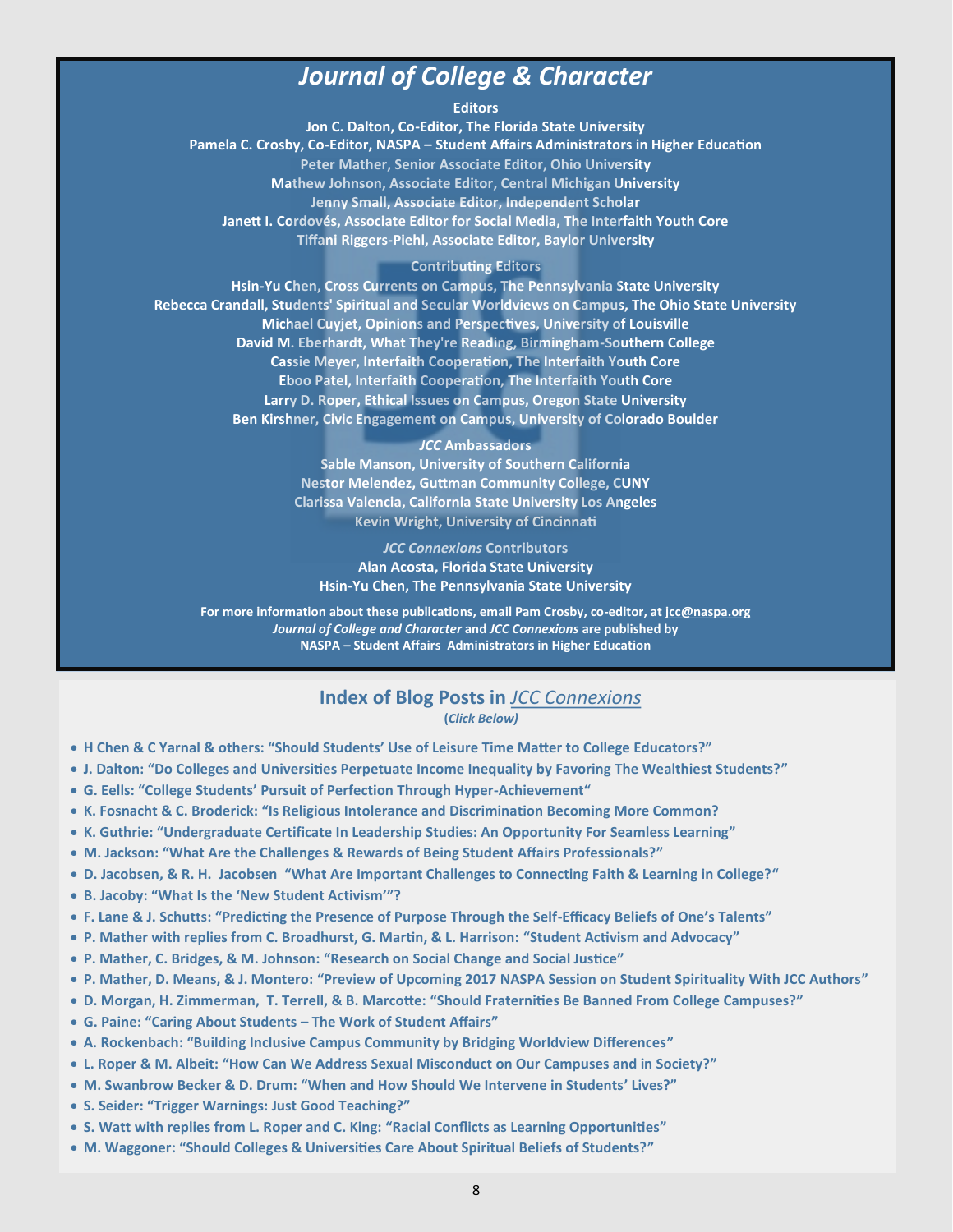# *Journal of College & Character*

**Editors**

**Jon C. Dalton, Co-Editor, The Florida State University**
**Pamela C. Crosby, Co-Editor, NASPA – Student Affairs Administrators in Higher Education**
**Peter Mather, Senior Associate Editor, Ohio University**
**Mathew Johnson, Associate Editor, Central Michigan University**
**Jenny Small, Associate Editor, Independent Scholar**
**Janett I. Cordovés, Associate Editor for Social Media, The Interfaith Youth Core**
**Tiffani Riggers-Piehl, Associate Editor, Baylor University**

**Contributing Editors**

**Hsin-Yu Chen, Cross Currents on Campus, The Pennsylvania State University**
**Rebecca Crandall, Students' Spiritual and Secular Worldviews on Campus, The Ohio State University**
**Michael Cuyjet, Opinions and Perspectives, University of Louisville**
**David M. Eberhardt, What They're Reading, Birmingham-Southern College**
**Cassie Meyer, Interfaith Cooperation, The Interfaith Youth Core**
**Eboo Patel, Interfaith Cooperation, The Interfaith Youth Core**
**Larry D. Roper, Ethical Issues on Campus, Oregon State University**
**Ben Kirshner, Civic Engagement on Campus, University of Colorado Boulder**

***JCC* Ambassadors**

**Sable Manson, University of Southern California**
**Nestor Melendez, Guttman Community College, CUNY**
**Clarissa Valencia, California State University Los Angeles**
**Kevin Wright, University of Cincinnati**

***JCC Connexions* Contributors**

**Alan Acosta, Florida State University**
**Hsin-Yu Chen, The Pennsylvania State University**

**For more information about these publications, email Pam Crosby, co-editor, at jcc@naspa.org**
***Journal of College and Character* and *JCC Connexions* are published by**
**NASPA – Student Affairs Administrators in Higher Education**

## Index of Blog Posts in *JCC Connexions*

**(*Click Below*)**

- **H Chen & C Yarnal & others: "Should Students' Use of Leisure Time Matter to College Educators?"**
- **J. Dalton: "Do Colleges and Universities Perpetuate Income Inequality by Favoring The Wealthiest Students?"**
- **G. Eells: "College Students' Pursuit of Perfection Through Hyper-Achievement"**
- **K. Fosnacht & C. Broderick: "Is Religious Intolerance and Discrimination Becoming More Common?**
- **K. Guthrie: "Undergraduate Certificate In Leadership Studies: An Opportunity For Seamless Learning"**
- **M. Jackson: "What Are the Challenges & Rewards of Being Student Affairs Professionals?"**
- **D. Jacobsen, & R. H. Jacobsen "What Are Important Challenges to Connecting Faith & Learning in College?"**
- **B. Jacoby: "What Is the 'New Student Activism'"?**
- **F. Lane & J. Schutts: "Predicting the Presence of Purpose Through the Self-Efficacy Beliefs of One's Talents"**
- **P. Mather with replies from C. Broadhurst, G. Martin, & L. Harrison: "Student Activism and Advocacy"**
- **P. Mather, C. Bridges, & M. Johnson: "Research on Social Change and Social Justice"**
- **P. Mather, D. Means, & J. Montero: "Preview of Upcoming 2017 NASPA Session on Student Spirituality With JCC Authors"**
- **D. Morgan, H. Zimmerman, T. Terrell, & B. Marcotte: "Should Fraternities Be Banned From College Campuses?"**
- **G. Paine: "Caring About Students – The Work of Student Affairs"**
- **A. Rockenbach: "Building Inclusive Campus Community by Bridging Worldview Differences"**
- **L. Roper & M. Albeit: "How Can We Address Sexual Misconduct on Our Campuses and in Society?"**
- **M. Swanbrow Becker & D. Drum: "When and How Should We Intervene in Students' Lives?"**
- **S. Seider: "Trigger Warnings: Just Good Teaching?"**
- **S. Watt with replies from L. Roper and C. King: "Racial Conflicts as Learning Opportunities"**
- **M. Waggoner: "Should Colleges & Universities Care About Spiritual Beliefs of Students?"**